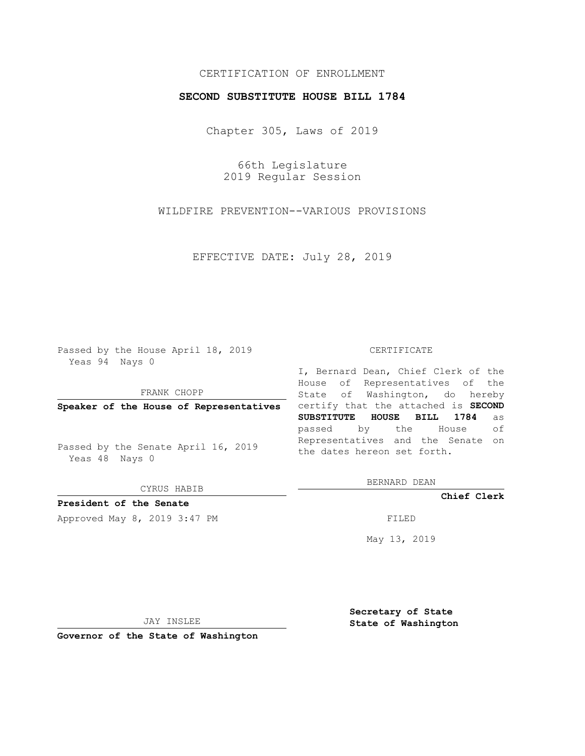CERTIFICATION OF ENROLLMENT

**SECOND SUBSTITUTE HOUSE BILL 1784**

Chapter 305, Laws of 2019

66th Legislature
2019 Regular Session

WILDFIRE PREVENTION--VARIOUS PROVISIONS

EFFECTIVE DATE: July 28, 2019

Passed by the House April 18, 2019
Yeas 94 Nays 0

FRANK CHOPP

**Speaker of the House of Representatives**

Passed by the Senate April 16, 2019
Yeas 48 Nays 0

CYRUS HABIB

**President of the Senate**

Approved May 8, 2019 3:47 PM

JAY INSLEE

**Governor of the State of Washington**

CERTIFICATE

I, Bernard Dean, Chief Clerk of the House of Representatives of the State of Washington, do hereby certify that the attached is **SECOND SUBSTITUTE HOUSE BILL 1784** as passed by the House of Representatives and the Senate on the dates hereon set forth.

BERNARD DEAN

**Chief Clerk**

FILED

May 13, 2019

**Secretary of State**
**State of Washington**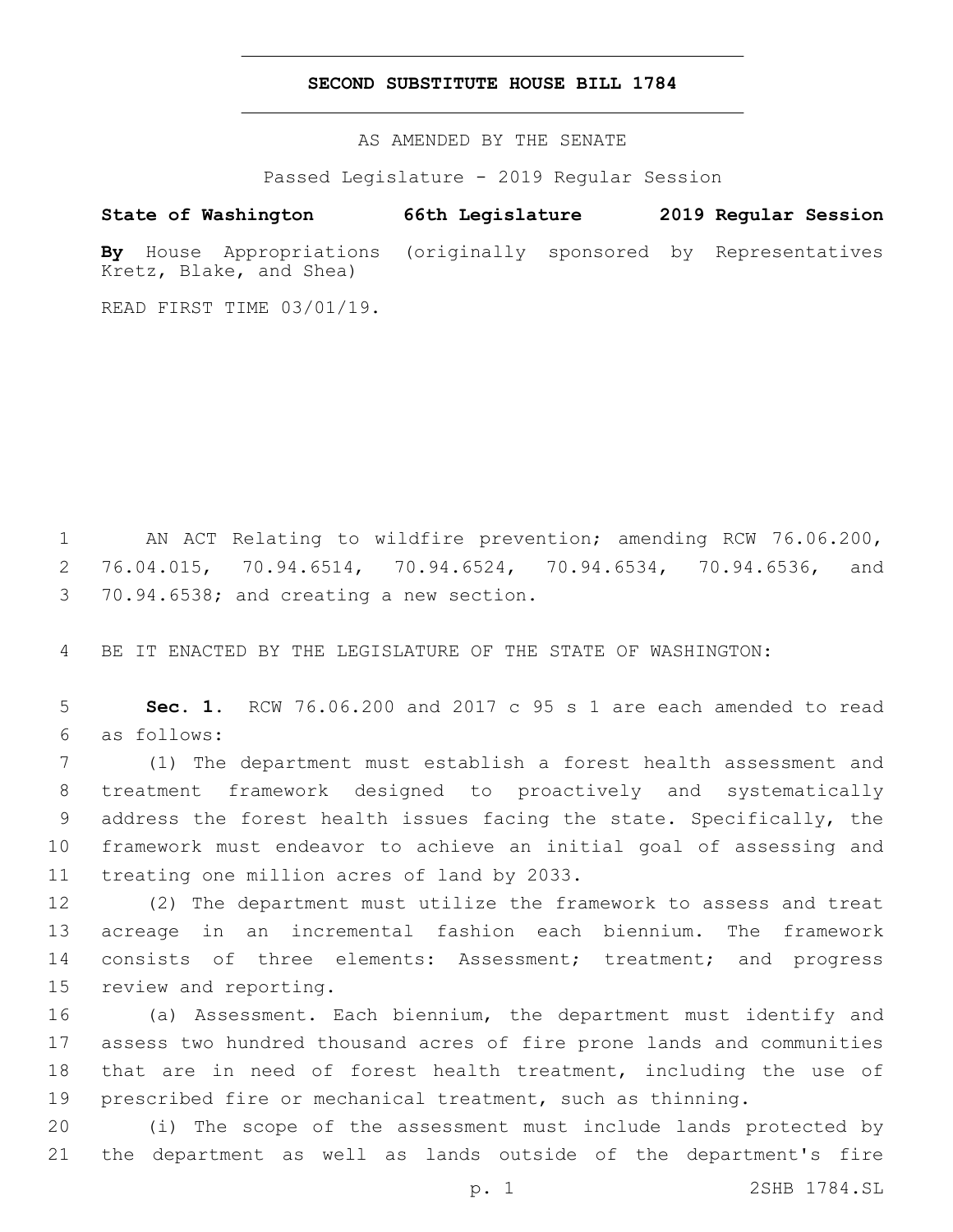# SECOND SUBSTITUTE HOUSE BILL 1784

AS AMENDED BY THE SENATE

Passed Legislature - 2019 Regular Session

**State of Washington 66th Legislature 2019 Regular Session**

**By** House Appropriations (originally sponsored by Representatives Kretz, Blake, and Shea)

READ FIRST TIME 03/01/19.

AN ACT Relating to wildfire prevention; amending RCW 76.06.200, 76.04.015, 70.94.6514, 70.94.6524, 70.94.6534, 70.94.6536, and 70.94.6538; and creating a new section.

BE IT ENACTED BY THE LEGISLATURE OF THE STATE OF WASHINGTON:

**Sec. 1.** RCW 76.06.200 and 2017 c 95 s 1 are each amended to read as follows:

(1) The department must establish a forest health assessment and treatment framework designed to proactively and systematically address the forest health issues facing the state. Specifically, the framework must endeavor to achieve an initial goal of assessing and treating one million acres of land by 2033.

(2) The department must utilize the framework to assess and treat acreage in an incremental fashion each biennium. The framework consists of three elements: Assessment; treatment; and progress review and reporting.

(a) Assessment. Each biennium, the department must identify and assess two hundred thousand acres of fire prone lands and communities that are in need of forest health treatment, including the use of prescribed fire or mechanical treatment, such as thinning.

(i) The scope of the assessment must include lands protected by the department as well as lands outside of the department's fire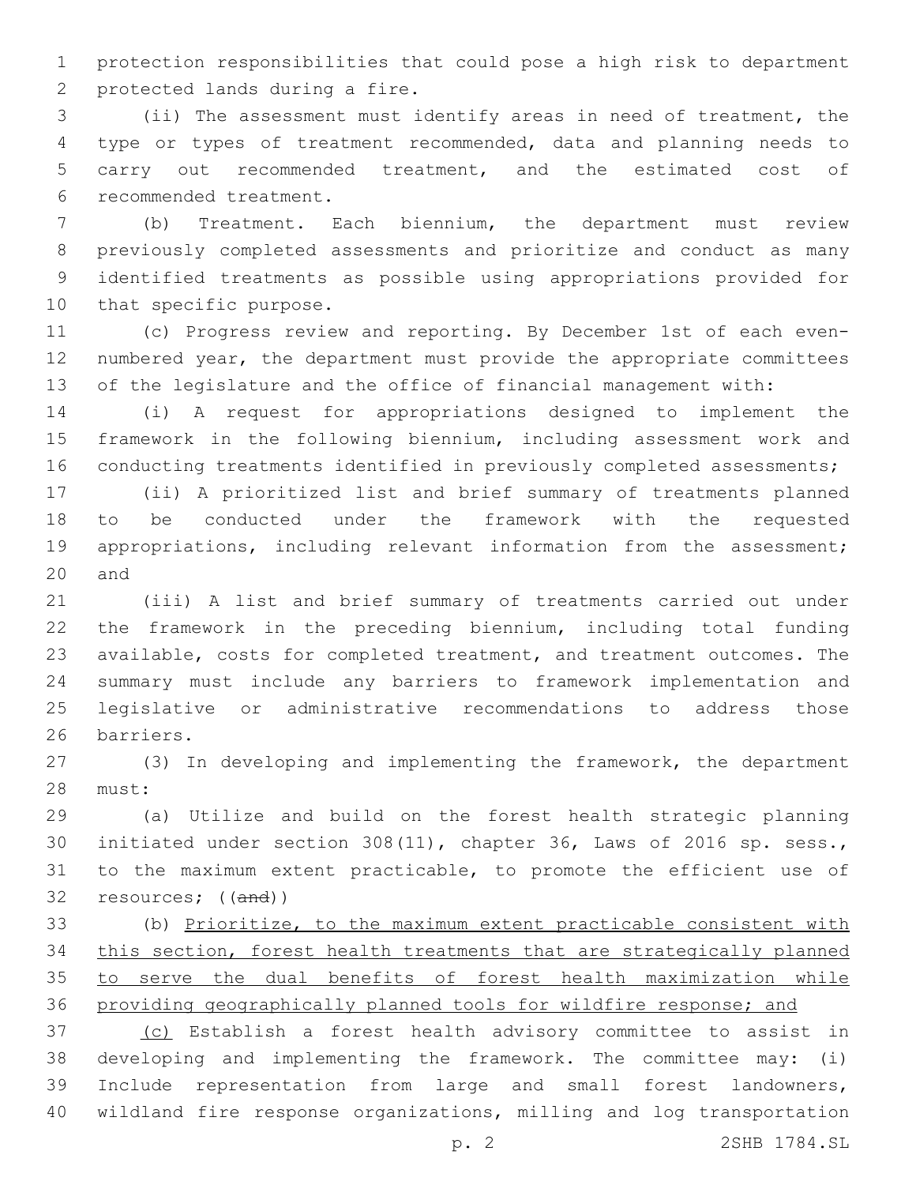protection responsibilities that could pose a high risk to department protected lands during a fire.

(ii) The assessment must identify areas in need of treatment, the type or types of treatment recommended, data and planning needs to carry out recommended treatment, and the estimated cost of recommended treatment.

(b) Treatment. Each biennium, the department must review previously completed assessments and prioritize and conduct as many identified treatments as possible using appropriations provided for that specific purpose.

(c) Progress review and reporting. By December 1st of each even-numbered year, the department must provide the appropriate committees of the legislature and the office of financial management with:

(i) A request for appropriations designed to implement the framework in the following biennium, including assessment work and conducting treatments identified in previously completed assessments;

(ii) A prioritized list and brief summary of treatments planned to be conducted under the framework with the requested appropriations, including relevant information from the assessment; and

(iii) A list and brief summary of treatments carried out under the framework in the preceding biennium, including total funding available, costs for completed treatment, and treatment outcomes. The summary must include any barriers to framework implementation and legislative or administrative recommendations to address those barriers.

(3) In developing and implementing the framework, the department must:

(a) Utilize and build on the forest health strategic planning initiated under section 308(11), chapter 36, Laws of 2016 sp. sess., to the maximum extent practicable, to promote the efficient use of resources; ((~~and~~))

(b) <u>Prioritize, to the maximum extent practicable consistent with this section, forest health treatments that are strategically planned to serve the dual benefits of forest health maximization while providing geographically planned tools for wildfire response; and</u>

<u>(c)</u> Establish a forest health advisory committee to assist in developing and implementing the framework. The committee may: (i) Include representation from large and small forest landowners, wildland fire response organizations, milling and log transportation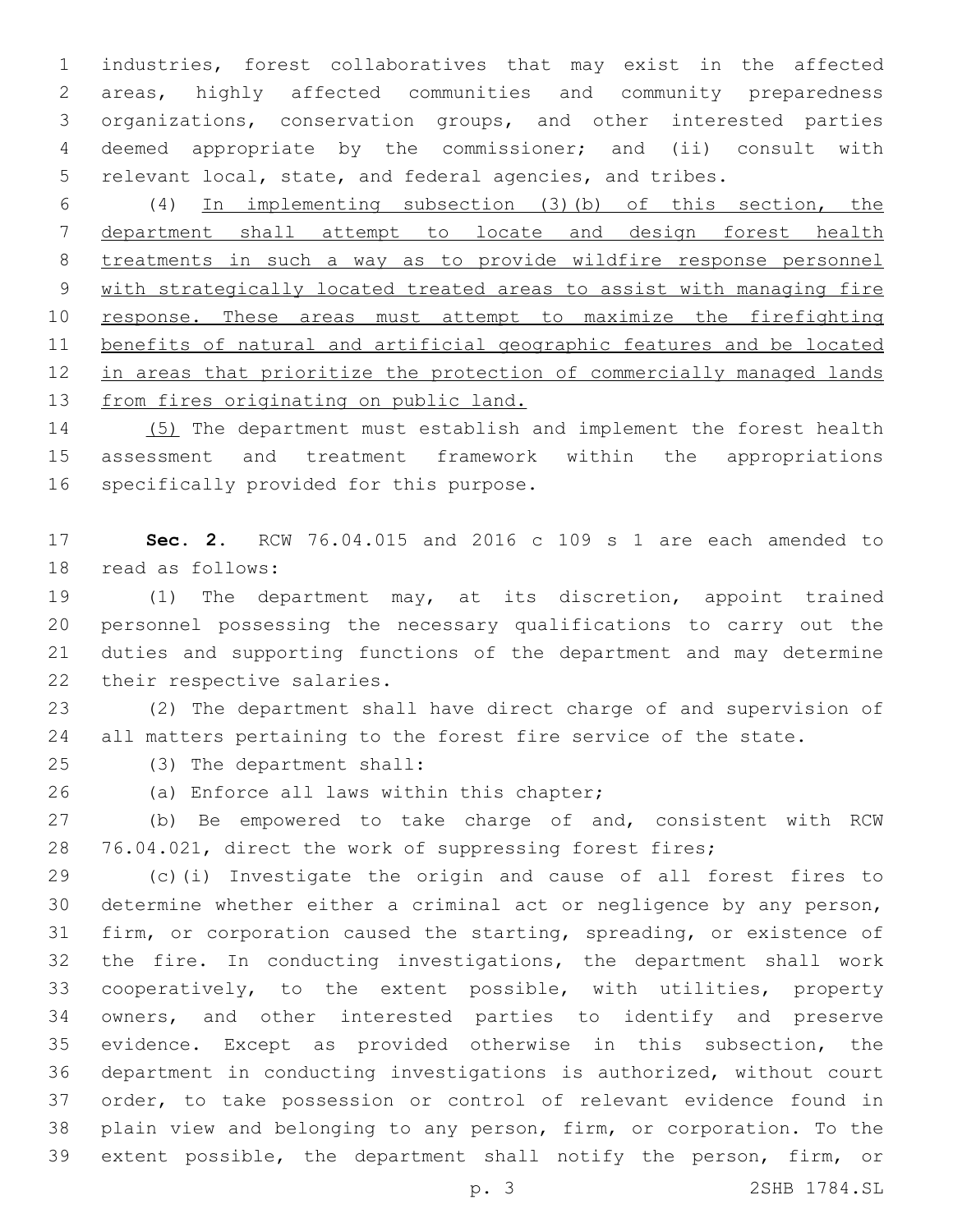industries, forest collaboratives that may exist in the affected areas, highly affected communities and community preparedness organizations, conservation groups, and other interested parties deemed appropriate by the commissioner; and (ii) consult with relevant local, state, and federal agencies, and tribes.

(4) <u>In implementing subsection (3)(b) of this section, the department shall attempt to locate and design forest health treatments in such a way as to provide wildfire response personnel with strategically located treated areas to assist with managing fire response. These areas must attempt to maximize the firefighting benefits of natural and artificial geographic features and be located in areas that prioritize the protection of commercially managed lands from fires originating on public land.</u>

<u>(5)</u> The department must establish and implement the forest health assessment and treatment framework within the appropriations specifically provided for this purpose.

**Sec. 2.** RCW 76.04.015 and 2016 c 109 s 1 are each amended to read as follows:

(1) The department may, at its discretion, appoint trained personnel possessing the necessary qualifications to carry out the duties and supporting functions of the department and may determine their respective salaries.

(2) The department shall have direct charge of and supervision of all matters pertaining to the forest fire service of the state.

(3) The department shall:

(a) Enforce all laws within this chapter;

(b) Be empowered to take charge of and, consistent with RCW 76.04.021, direct the work of suppressing forest fires;

(c)(i) Investigate the origin and cause of all forest fires to determine whether either a criminal act or negligence by any person, firm, or corporation caused the starting, spreading, or existence of the fire. In conducting investigations, the department shall work cooperatively, to the extent possible, with utilities, property owners, and other interested parties to identify and preserve evidence. Except as provided otherwise in this subsection, the department in conducting investigations is authorized, without court order, to take possession or control of relevant evidence found in plain view and belonging to any person, firm, or corporation. To the extent possible, the department shall notify the person, firm, or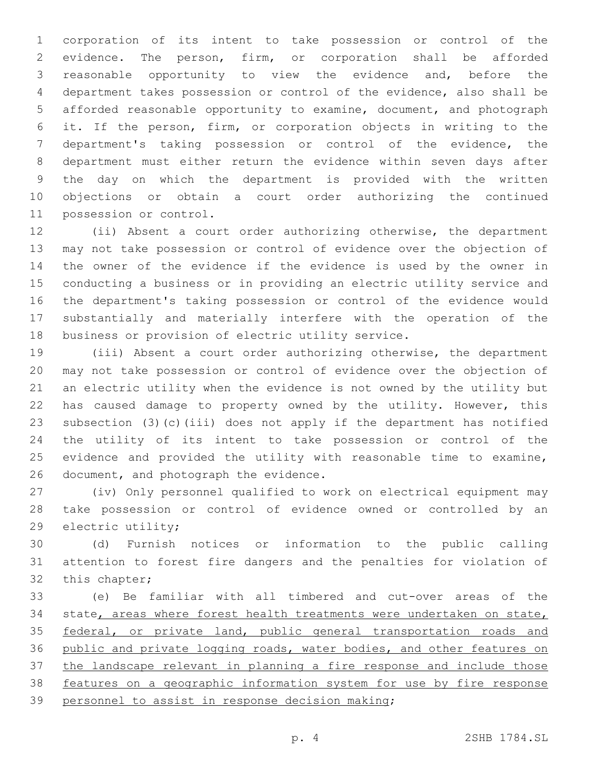corporation of its intent to take possession or control of the evidence. The person, firm, or corporation shall be afforded reasonable opportunity to view the evidence and, before the department takes possession or control of the evidence, also shall be afforded reasonable opportunity to examine, document, and photograph it. If the person, firm, or corporation objects in writing to the department's taking possession or control of the evidence, the department must either return the evidence within seven days after the day on which the department is provided with the written objections or obtain a court order authorizing the continued possession or control.

(ii) Absent a court order authorizing otherwise, the department may not take possession or control of evidence over the objection of the owner of the evidence if the evidence is used by the owner in conducting a business or in providing an electric utility service and the department's taking possession or control of the evidence would substantially and materially interfere with the operation of the business or provision of electric utility service.

(iii) Absent a court order authorizing otherwise, the department may not take possession or control of evidence over the objection of an electric utility when the evidence is not owned by the utility but has caused damage to property owned by the utility. However, this subsection (3)(c)(iii) does not apply if the department has notified the utility of its intent to take possession or control of the evidence and provided the utility with reasonable time to examine, document, and photograph the evidence.

(iv) Only personnel qualified to work on electrical equipment may take possession or control of evidence owned or controlled by an electric utility;

(d) Furnish notices or information to the public calling attention to forest fire dangers and the penalties for violation of this chapter;

(e) Be familiar with all timbered and cut-over areas of the state, areas where forest health treatments were undertaken on state, federal, or private land, public general transportation roads and public and private logging roads, water bodies, and other features on the landscape relevant in planning a fire response and include those features on a geographic information system for use by fire response personnel to assist in response decision making;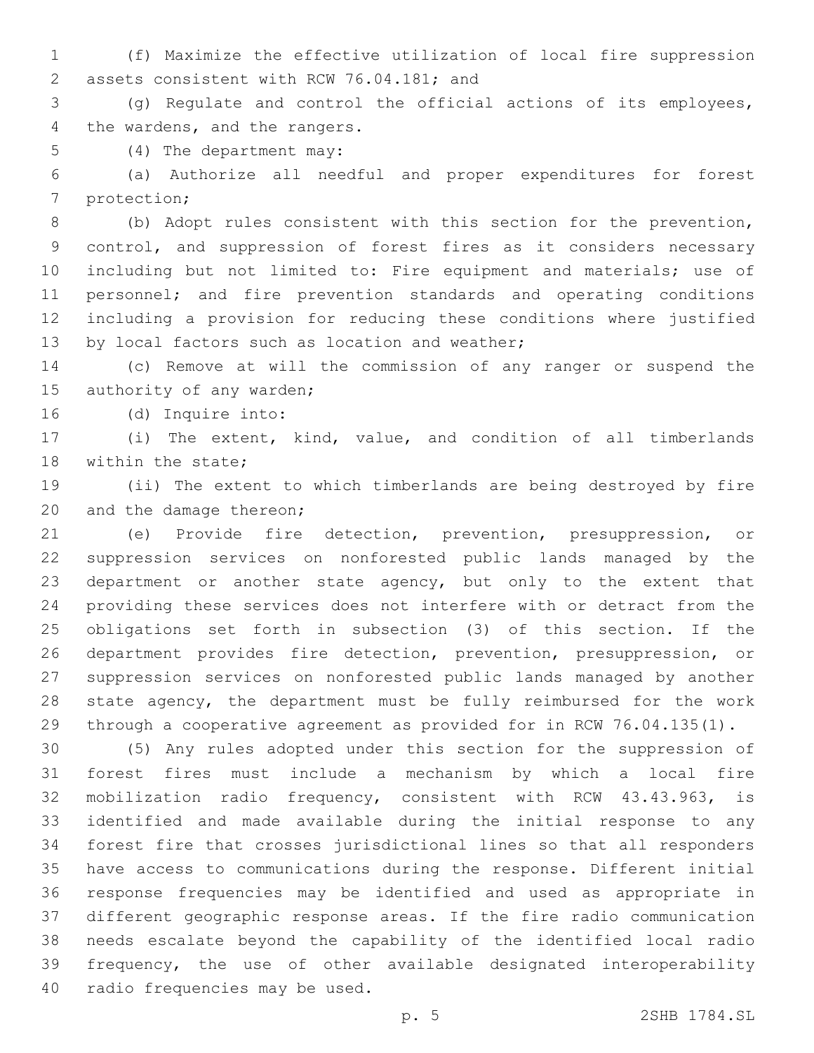(f) Maximize the effective utilization of local fire suppression assets consistent with RCW 76.04.181; and

(g) Regulate and control the official actions of its employees, the wardens, and the rangers.

(4) The department may:

(a) Authorize all needful and proper expenditures for forest protection;

(b) Adopt rules consistent with this section for the prevention, control, and suppression of forest fires as it considers necessary including but not limited to: Fire equipment and materials; use of personnel; and fire prevention standards and operating conditions including a provision for reducing these conditions where justified by local factors such as location and weather;

(c) Remove at will the commission of any ranger or suspend the authority of any warden;

(d) Inquire into:

(i) The extent, kind, value, and condition of all timberlands within the state;

(ii) The extent to which timberlands are being destroyed by fire and the damage thereon;

(e) Provide fire detection, prevention, presuppression, or suppression services on nonforested public lands managed by the department or another state agency, but only to the extent that providing these services does not interfere with or detract from the obligations set forth in subsection (3) of this section. If the department provides fire detection, prevention, presuppression, or suppression services on nonforested public lands managed by another state agency, the department must be fully reimbursed for the work through a cooperative agreement as provided for in RCW 76.04.135(1).

(5) Any rules adopted under this section for the suppression of forest fires must include a mechanism by which a local fire mobilization radio frequency, consistent with RCW 43.43.963, is identified and made available during the initial response to any forest fire that crosses jurisdictional lines so that all responders have access to communications during the response. Different initial response frequencies may be identified and used as appropriate in different geographic response areas. If the fire radio communication needs escalate beyond the capability of the identified local radio frequency, the use of other available designated interoperability radio frequencies may be used.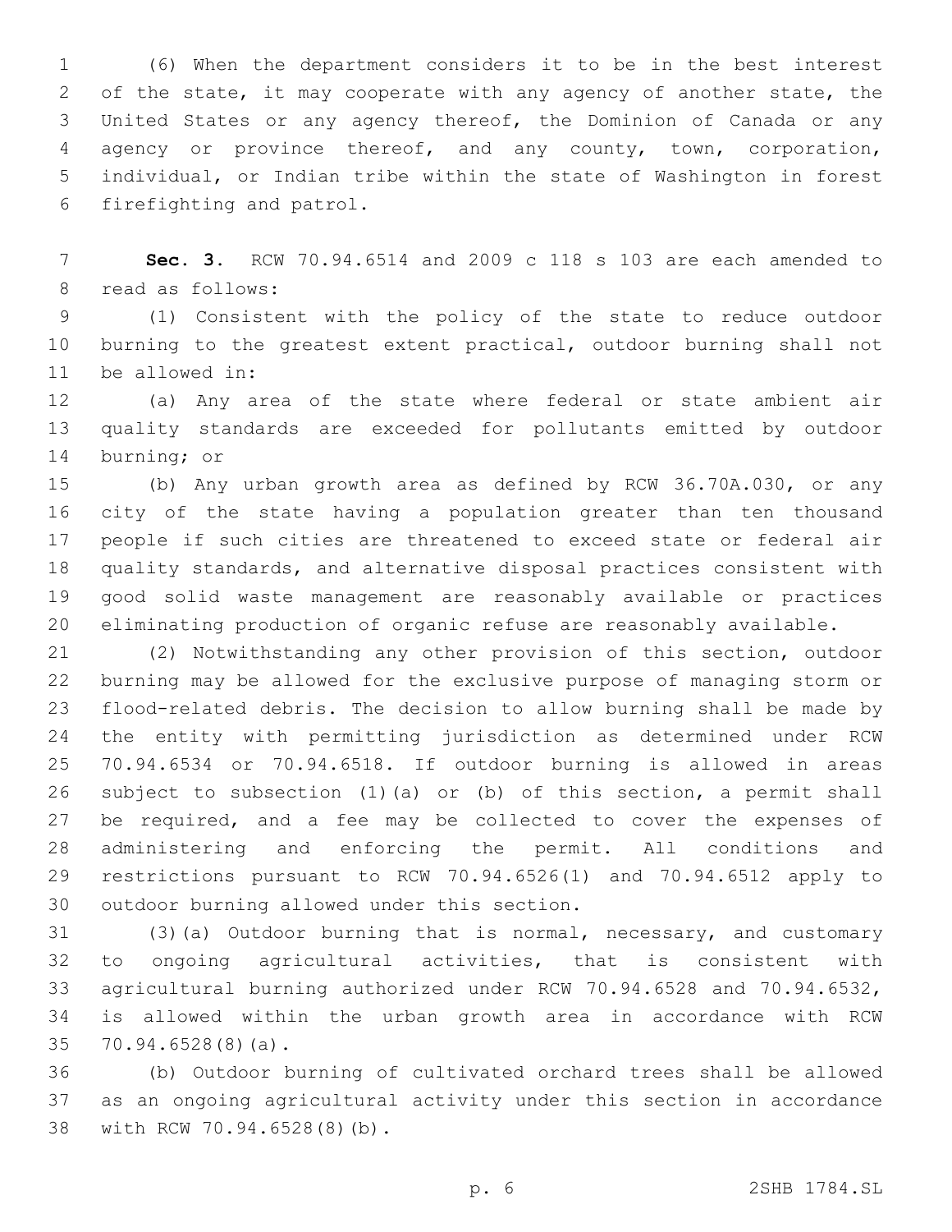(6) When the department considers it to be in the best interest of the state, it may cooperate with any agency of another state, the United States or any agency thereof, the Dominion of Canada or any agency or province thereof, and any county, town, corporation, individual, or Indian tribe within the state of Washington in forest firefighting and patrol.

**Sec. 3.** RCW 70.94.6514 and 2009 c 118 s 103 are each amended to read as follows:

(1) Consistent with the policy of the state to reduce outdoor burning to the greatest extent practical, outdoor burning shall not be allowed in:

(a) Any area of the state where federal or state ambient air quality standards are exceeded for pollutants emitted by outdoor burning; or

(b) Any urban growth area as defined by RCW 36.70A.030, or any city of the state having a population greater than ten thousand people if such cities are threatened to exceed state or federal air quality standards, and alternative disposal practices consistent with good solid waste management are reasonably available or practices eliminating production of organic refuse are reasonably available.

(2) Notwithstanding any other provision of this section, outdoor burning may be allowed for the exclusive purpose of managing storm or flood-related debris. The decision to allow burning shall be made by the entity with permitting jurisdiction as determined under RCW 70.94.6534 or 70.94.6518. If outdoor burning is allowed in areas subject to subsection (1)(a) or (b) of this section, a permit shall be required, and a fee may be collected to cover the expenses of administering and enforcing the permit. All conditions and restrictions pursuant to RCW 70.94.6526(1) and 70.94.6512 apply to outdoor burning allowed under this section.

(3)(a) Outdoor burning that is normal, necessary, and customary to ongoing agricultural activities, that is consistent with agricultural burning authorized under RCW 70.94.6528 and 70.94.6532, is allowed within the urban growth area in accordance with RCW 70.94.6528(8)(a).

(b) Outdoor burning of cultivated orchard trees shall be allowed as an ongoing agricultural activity under this section in accordance with RCW 70.94.6528(8)(b).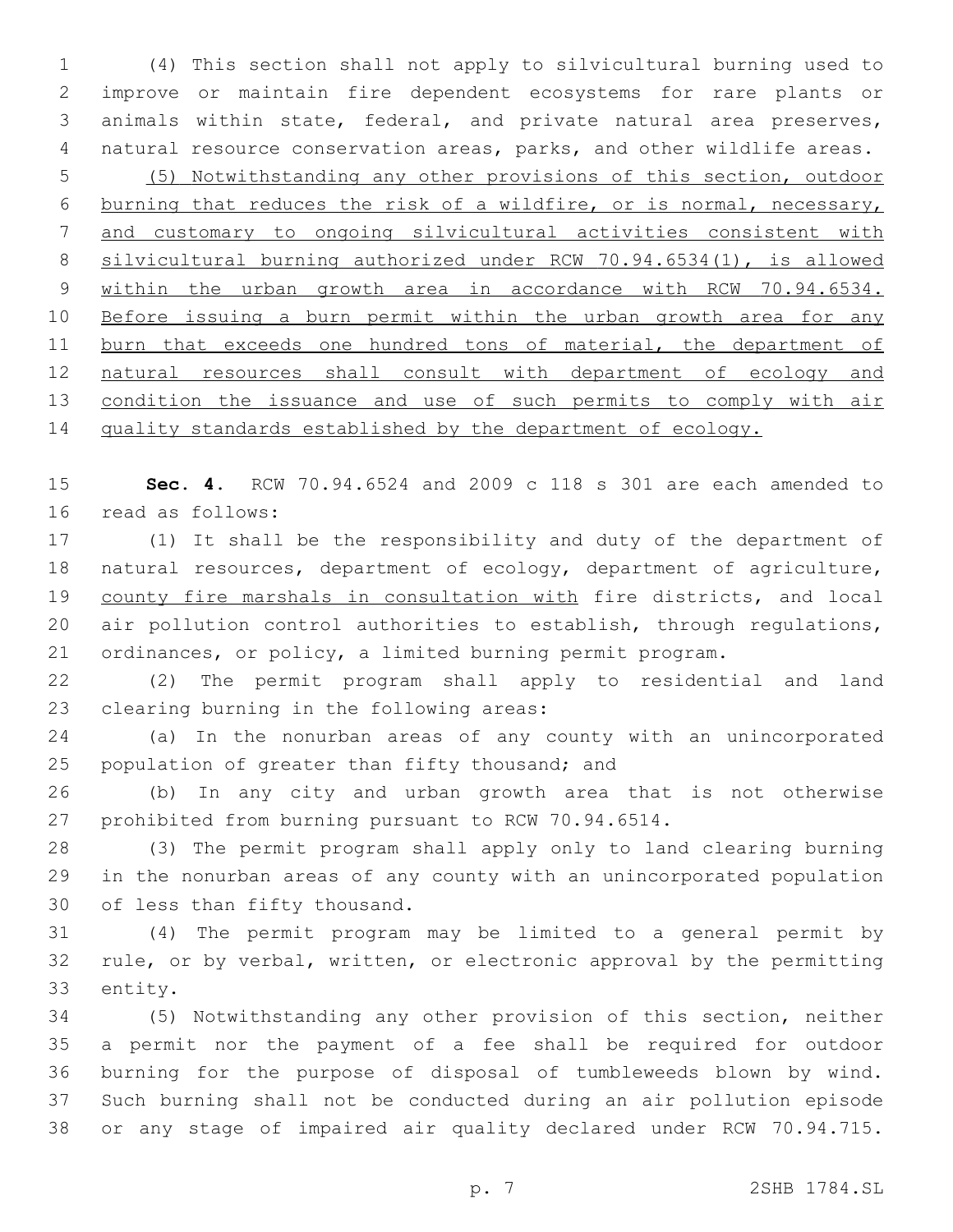(4) This section shall not apply to silvicultural burning used to improve or maintain fire dependent ecosystems for rare plants or animals within state, federal, and private natural area preserves, natural resource conservation areas, parks, and other wildlife areas.

<u>(5) Notwithstanding any other provisions of this section, outdoor burning that reduces the risk of a wildfire, or is normal, necessary, and customary to ongoing silvicultural activities consistent with silvicultural burning authorized under RCW 70.94.6534(1), is allowed within the urban growth area in accordance with RCW 70.94.6534. Before issuing a burn permit within the urban growth area for any burn that exceeds one hundred tons of material, the department of natural resources shall consult with department of ecology and condition the issuance and use of such permits to comply with air quality standards established by the department of ecology.</u>

**Sec. 4.** RCW 70.94.6524 and 2009 c 118 s 301 are each amended to read as follows:

(1) It shall be the responsibility and duty of the department of natural resources, department of ecology, department of agriculture, <u>county fire marshals in consultation with</u> fire districts, and local air pollution control authorities to establish, through regulations, ordinances, or policy, a limited burning permit program.

(2) The permit program shall apply to residential and land clearing burning in the following areas:

(a) In the nonurban areas of any county with an unincorporated population of greater than fifty thousand; and

(b) In any city and urban growth area that is not otherwise prohibited from burning pursuant to RCW 70.94.6514.

(3) The permit program shall apply only to land clearing burning in the nonurban areas of any county with an unincorporated population of less than fifty thousand.

(4) The permit program may be limited to a general permit by rule, or by verbal, written, or electronic approval by the permitting entity.

(5) Notwithstanding any other provision of this section, neither a permit nor the payment of a fee shall be required for outdoor burning for the purpose of disposal of tumbleweeds blown by wind. Such burning shall not be conducted during an air pollution episode or any stage of impaired air quality declared under RCW 70.94.715.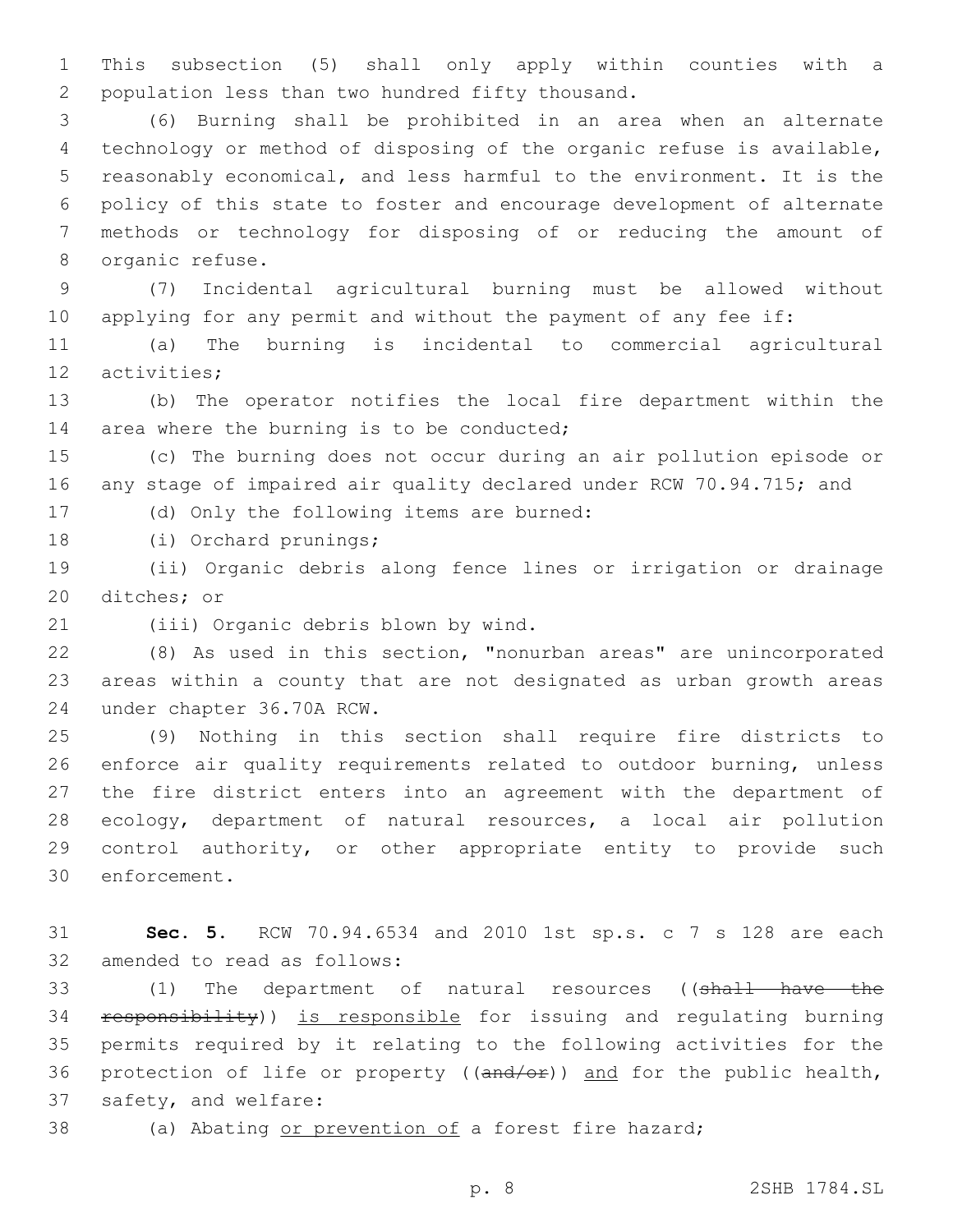This subsection (5) shall only apply within counties with a population less than two hundred fifty thousand.

(6) Burning shall be prohibited in an area when an alternate technology or method of disposing of the organic refuse is available, reasonably economical, and less harmful to the environment. It is the policy of this state to foster and encourage development of alternate methods or technology for disposing of or reducing the amount of organic refuse.

(7) Incidental agricultural burning must be allowed without applying for any permit and without the payment of any fee if:

(a) The burning is incidental to commercial agricultural activities;

(b) The operator notifies the local fire department within the area where the burning is to be conducted;

(c) The burning does not occur during an air pollution episode or any stage of impaired air quality declared under RCW 70.94.715; and

(d) Only the following items are burned:

(i) Orchard prunings;

(ii) Organic debris along fence lines or irrigation or drainage ditches; or

(iii) Organic debris blown by wind.

(8) As used in this section, "nonurban areas" are unincorporated areas within a county that are not designated as urban growth areas under chapter 36.70A RCW.

(9) Nothing in this section shall require fire districts to enforce air quality requirements related to outdoor burning, unless the fire district enters into an agreement with the department of ecology, department of natural resources, a local air pollution control authority, or other appropriate entity to provide such enforcement.

**Sec. 5.** RCW 70.94.6534 and 2010 1st sp.s. c 7 s 128 are each amended to read as follows:

(1) The department of natural resources ((~~shall have the responsibility~~)) <u>is responsible</u> for issuing and regulating burning permits required by it relating to the following activities for the protection of life or property ((~~and/or~~)) <u>and</u> for the public health, safety, and welfare:

(a) Abating <u>or prevention of</u> a forest fire hazard;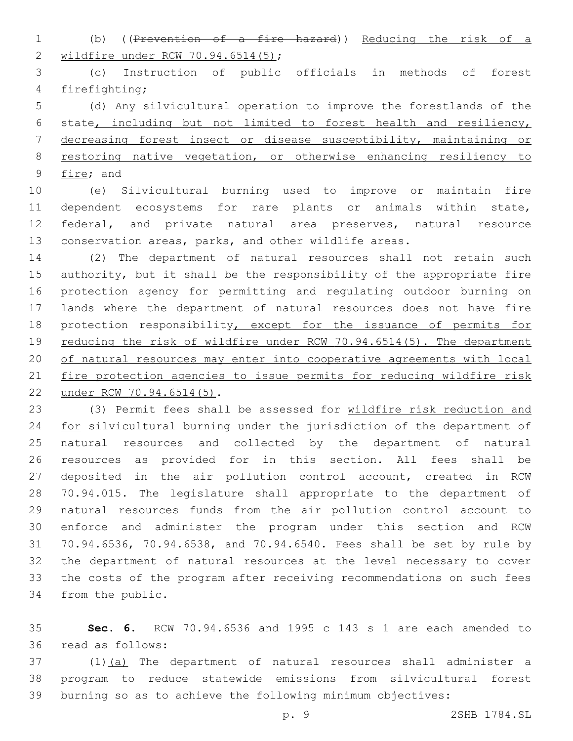(b) ((~~Prevention of a fire hazard~~)) Reducing the risk of a wildfire under RCW 70.94.6514(5);

(c) Instruction of public officials in methods of forest firefighting;

(d) Any silvicultural operation to improve the forestlands of the state, including but not limited to forest health and resiliency, decreasing forest insect or disease susceptibility, maintaining or restoring native vegetation, or otherwise enhancing resiliency to fire; and

(e) Silvicultural burning used to improve or maintain fire dependent ecosystems for rare plants or animals within state, federal, and private natural area preserves, natural resource conservation areas, parks, and other wildlife areas.

(2) The department of natural resources shall not retain such authority, but it shall be the responsibility of the appropriate fire protection agency for permitting and regulating outdoor burning on lands where the department of natural resources does not have fire protection responsibility, except for the issuance of permits for reducing the risk of wildfire under RCW 70.94.6514(5). The department of natural resources may enter into cooperative agreements with local fire protection agencies to issue permits for reducing wildfire risk under RCW 70.94.6514(5).

(3) Permit fees shall be assessed for wildfire risk reduction and for silvicultural burning under the jurisdiction of the department of natural resources and collected by the department of natural resources as provided for in this section. All fees shall be deposited in the air pollution control account, created in RCW 70.94.015. The legislature shall appropriate to the department of natural resources funds from the air pollution control account to enforce and administer the program under this section and RCW 70.94.6536, 70.94.6538, and 70.94.6540. Fees shall be set by rule by the department of natural resources at the level necessary to cover the costs of the program after receiving recommendations on such fees from the public.

**Sec. 6.** RCW 70.94.6536 and 1995 c 143 s 1 are each amended to read as follows:

(1)(a) The department of natural resources shall administer a program to reduce statewide emissions from silvicultural forest burning so as to achieve the following minimum objectives: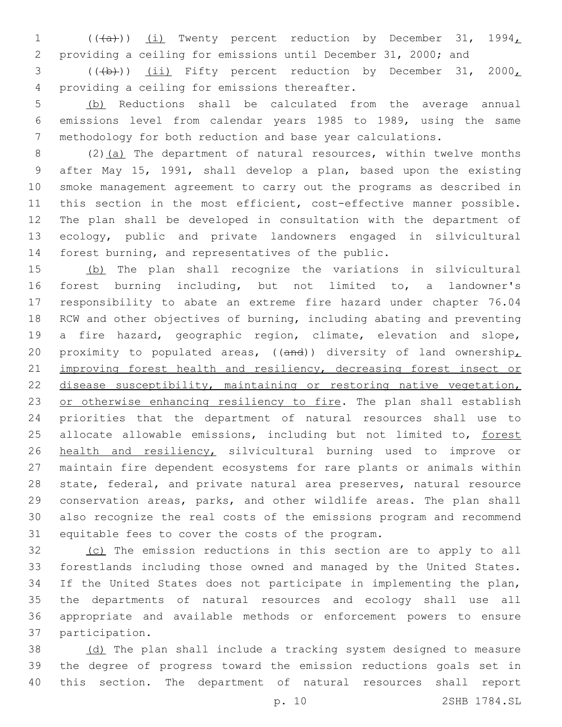((~~(a)~~)) <u>(i)</u> Twenty percent reduction by December 31, 1994<u>,</u> providing a ceiling for emissions until December 31, 2000; and

((~~(b)~~)) <u>(ii)</u> Fifty percent reduction by December 31, 2000<u>,</u> providing a ceiling for emissions thereafter.

<u>(b)</u> Reductions shall be calculated from the average annual emissions level from calendar years 1985 to 1989, using the same methodology for both reduction and base year calculations.

(2)<u>(a)</u> The department of natural resources, within twelve months after May 15, 1991, shall develop a plan, based upon the existing smoke management agreement to carry out the programs as described in this section in the most efficient, cost-effective manner possible. The plan shall be developed in consultation with the department of ecology, public and private landowners engaged in silvicultural forest burning, and representatives of the public.

<u>(b)</u> The plan shall recognize the variations in silvicultural forest burning including, but not limited to, a landowner's responsibility to abate an extreme fire hazard under chapter 76.04 RCW and other objectives of burning, including abating and preventing a fire hazard, geographic region, climate, elevation and slope, proximity to populated areas, ((~~and~~)) diversity of land ownership<u>, improving forest health and resiliency, decreasing forest insect or disease susceptibility, maintaining or restoring native vegetation, or otherwise enhancing resiliency to fire</u>. The plan shall establish priorities that the department of natural resources shall use to allocate allowable emissions, including but not limited to, <u>forest health and resiliency,</u> silvicultural burning used to improve or maintain fire dependent ecosystems for rare plants or animals within state, federal, and private natural area preserves, natural resource conservation areas, parks, and other wildlife areas. The plan shall also recognize the real costs of the emissions program and recommend equitable fees to cover the costs of the program.

<u>(c)</u> The emission reductions in this section are to apply to all forestlands including those owned and managed by the United States. If the United States does not participate in implementing the plan, the departments of natural resources and ecology shall use all appropriate and available methods or enforcement powers to ensure participation.

<u>(d)</u> The plan shall include a tracking system designed to measure the degree of progress toward the emission reductions goals set in this section. The department of natural resources shall report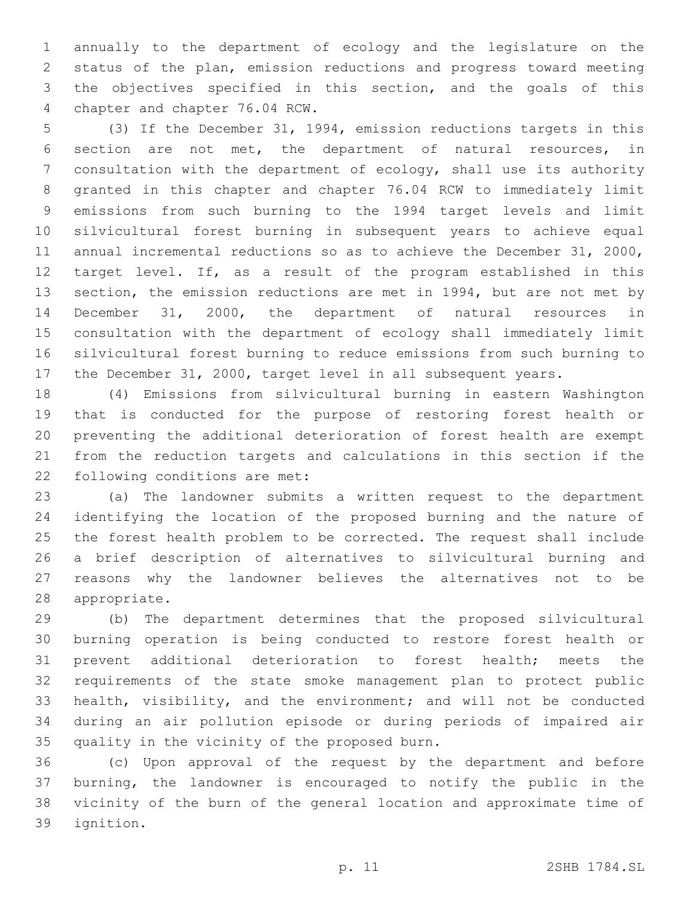annually to the department of ecology and the legislature on the status of the plan, emission reductions and progress toward meeting the objectives specified in this section, and the goals of this chapter and chapter 76.04 RCW.

(3) If the December 31, 1994, emission reductions targets in this section are not met, the department of natural resources, in consultation with the department of ecology, shall use its authority granted in this chapter and chapter 76.04 RCW to immediately limit emissions from such burning to the 1994 target levels and limit silvicultural forest burning in subsequent years to achieve equal annual incremental reductions so as to achieve the December 31, 2000, target level. If, as a result of the program established in this section, the emission reductions are met in 1994, but are not met by December 31, 2000, the department of natural resources in consultation with the department of ecology shall immediately limit silvicultural forest burning to reduce emissions from such burning to the December 31, 2000, target level in all subsequent years.

(4) Emissions from silvicultural burning in eastern Washington that is conducted for the purpose of restoring forest health or preventing the additional deterioration of forest health are exempt from the reduction targets and calculations in this section if the following conditions are met:

(a) The landowner submits a written request to the department identifying the location of the proposed burning and the nature of the forest health problem to be corrected. The request shall include a brief description of alternatives to silvicultural burning and reasons why the landowner believes the alternatives not to be appropriate.

(b) The department determines that the proposed silvicultural burning operation is being conducted to restore forest health or prevent additional deterioration to forest health; meets the requirements of the state smoke management plan to protect public health, visibility, and the environment; and will not be conducted during an air pollution episode or during periods of impaired air quality in the vicinity of the proposed burn.

(c) Upon approval of the request by the department and before burning, the landowner is encouraged to notify the public in the vicinity of the burn of the general location and approximate time of ignition.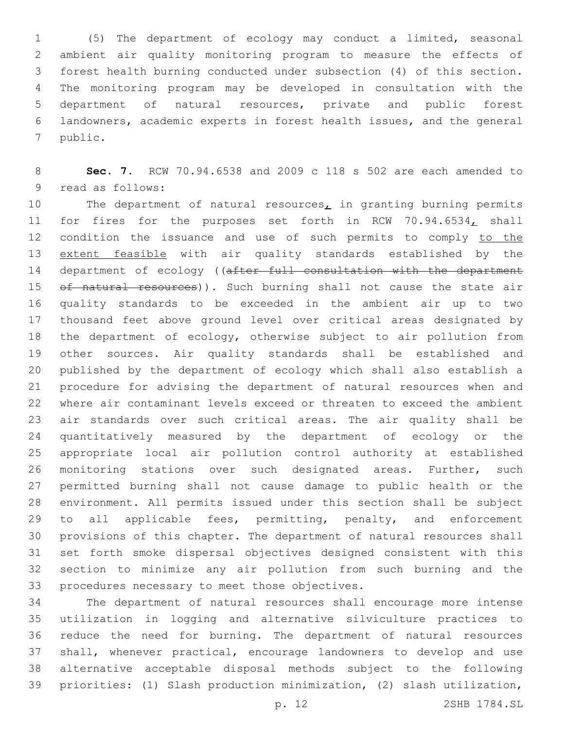(5) The department of ecology may conduct a limited, seasonal ambient air quality monitoring program to measure the effects of forest health burning conducted under subsection (4) of this section. The monitoring program may be developed in consultation with the department of natural resources, private and public forest landowners, academic experts in forest health issues, and the general public.

**Sec. 7.** RCW 70.94.6538 and 2009 c 118 s 502 are each amended to read as follows:

The department of natural resources, in granting burning permits for fires for the purposes set forth in RCW 70.94.6534, shall condition the issuance and use of such permits to comply to the extent feasible with air quality standards established by the department of ecology ((~~after full consultation with the department of natural resources~~)). Such burning shall not cause the state air quality standards to be exceeded in the ambient air up to two thousand feet above ground level over critical areas designated by the department of ecology, otherwise subject to air pollution from other sources. Air quality standards shall be established and published by the department of ecology which shall also establish a procedure for advising the department of natural resources when and where air contaminant levels exceed or threaten to exceed the ambient air standards over such critical areas. The air quality shall be quantitatively measured by the department of ecology or the appropriate local air pollution control authority at established monitoring stations over such designated areas. Further, such permitted burning shall not cause damage to public health or the environment. All permits issued under this section shall be subject to all applicable fees, permitting, penalty, and enforcement provisions of this chapter. The department of natural resources shall set forth smoke dispersal objectives designed consistent with this section to minimize any air pollution from such burning and the procedures necessary to meet those objectives.

The department of natural resources shall encourage more intense utilization in logging and alternative silviculture practices to reduce the need for burning. The department of natural resources shall, whenever practical, encourage landowners to develop and use alternative acceptable disposal methods subject to the following priorities: (1) Slash production minimization, (2) slash utilization,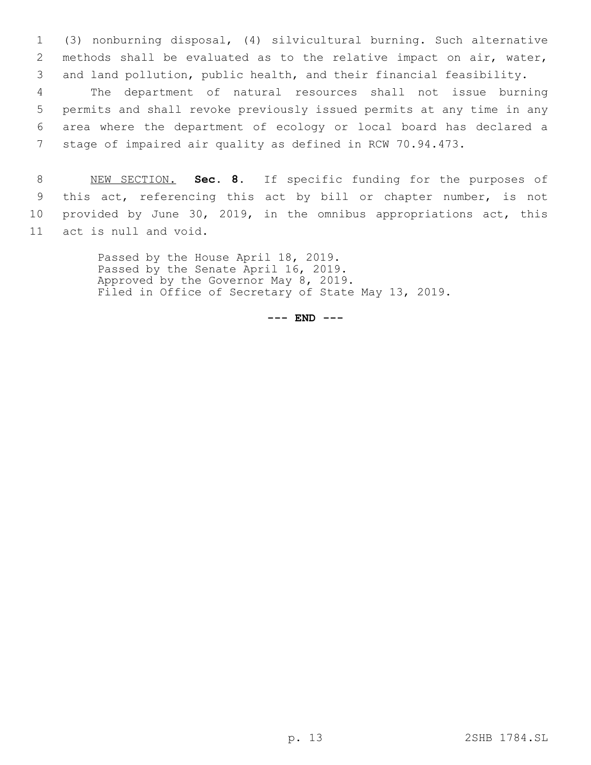(3) nonburning disposal, (4) silvicultural burning. Such alternative methods shall be evaluated as to the relative impact on air, water, and land pollution, public health, and their financial feasibility.

The department of natural resources shall not issue burning permits and shall revoke previously issued permits at any time in any area where the department of ecology or local board has declared a stage of impaired air quality as defined in RCW 70.94.473.

NEW SECTION. **Sec. 8.** If specific funding for the purposes of this act, referencing this act by bill or chapter number, is not provided by June 30, 2019, in the omnibus appropriations act, this act is null and void.

Passed by the House April 18, 2019.
Passed by the Senate April 16, 2019.
Approved by the Governor May 8, 2019.
Filed in Office of Secretary of State May 13, 2019.

**--- END ---**